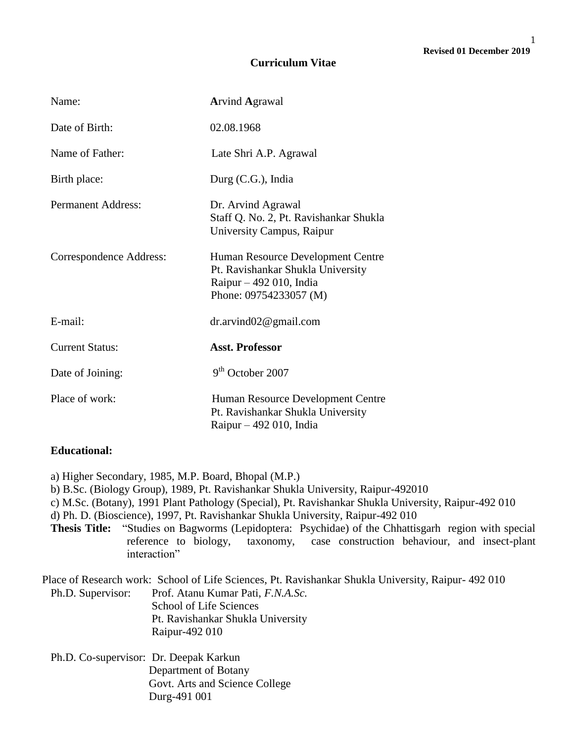**Revised 01 December 2019**

# Curriculum Vitae

| | |
|---|---|
| Name: | **A**rvind **A**grawal |
| Date of Birth: | 02.08.1968 |
| Name of Father: | Late Shri A.P. Agrawal |
| Birth place: | Durg (C.G.), India |
| Permanent Address: | Dr. Arvind Agrawal<br>Staff Q. No. 2, Pt. Ravishankar Shukla University Campus, Raipur |
| Correspondence Address: | Human Resource Development Centre<br>Pt. Ravishankar Shukla University<br>Raipur – 492 010, India<br>Phone: 09754233057 (M) |
| E-mail: | dr.arvind02@gmail.com |
| Current Status: | **Asst. Professor** |
| Date of Joining: | 9th October 2007 |
| Place of work: | Human Resource Development Centre<br>Pt. Ravishankar Shukla University<br>Raipur – 492 010, India |

**Educational:**

a) Higher Secondary, 1985, M.P. Board, Bhopal (M.P.)
b) B.Sc. (Biology Group), 1989, Pt. Ravishankar Shukla University, Raipur-492010
c) M.Sc. (Botany), 1991 Plant Pathology (Special), Pt. Ravishankar Shukla University, Raipur-492 010
d) Ph. D. (Bioscience), 1997, Pt. Ravishankar Shukla University, Raipur-492 010

**Thesis Title:** "Studies on Bagworms (Lepidoptera: Psychidae) of the Chhattisgarh region with special reference to biology, taxonomy, case construction behaviour, and insect-plant interaction"

Place of Research work: School of Life Sciences, Pt. Ravishankar Shukla University, Raipur- 492 010

Ph.D. Supervisor: Prof. Atanu Kumar Pati, *F.N.A.Sc.*
School of Life Sciences
Pt. Ravishankar Shukla University
Raipur-492 010

Ph.D. Co-supervisor: Dr. Deepak Karkun
Department of Botany
Govt. Arts and Science College
Durg-491 001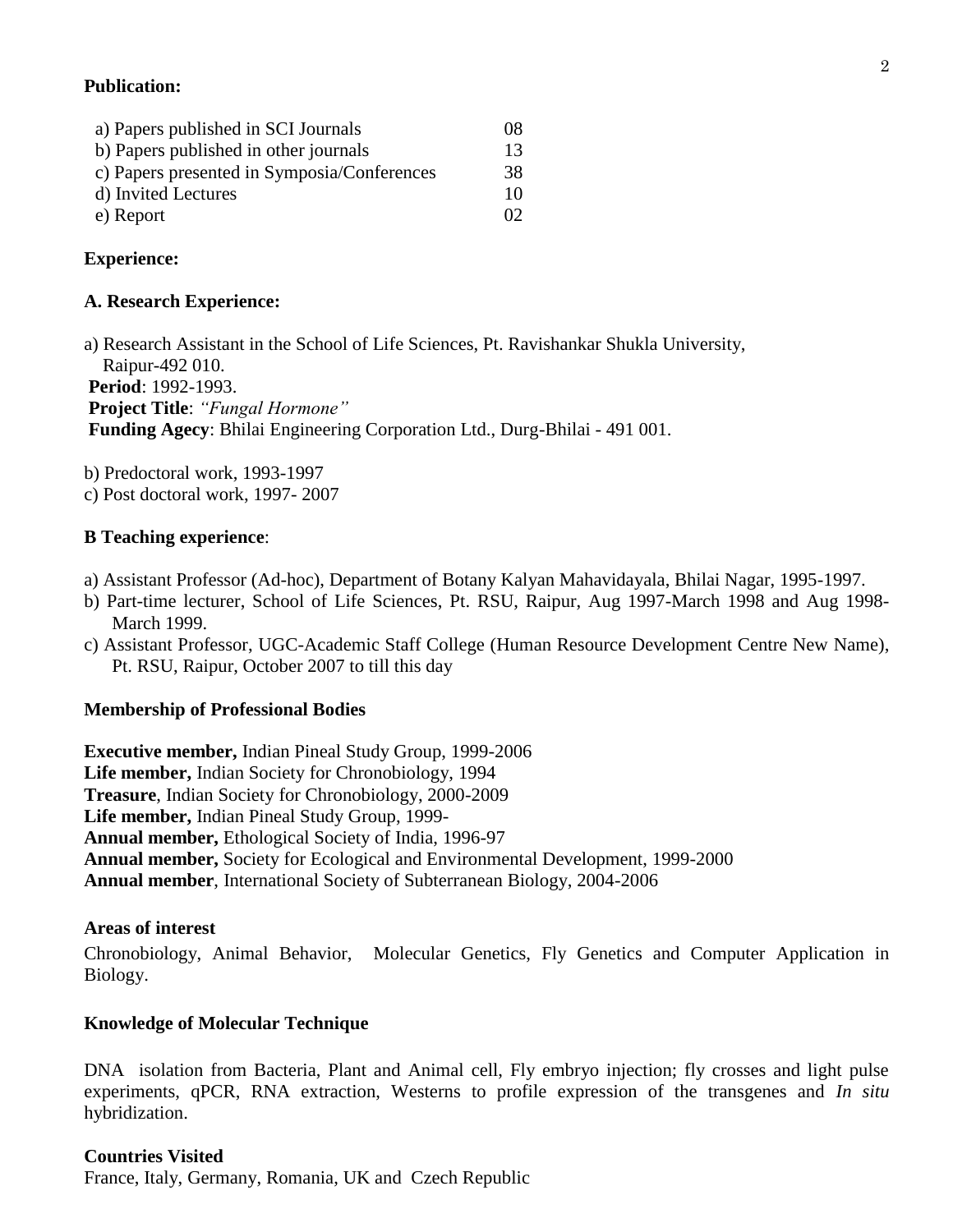**Publication:**

| | |
|---|---|
| a) Papers published in SCI Journals | 08 |
| b) Papers published in other journals | 13 |
| c) Papers presented in Symposia/Conferences | 38 |
| d) Invited Lectures | 10 |
| e) Report | 02 |

**Experience:**

**A. Research Experience:**

a) Research Assistant in the School of Life Sciences, Pt. Ravishankar Shukla University, Raipur-492 010.
**Period**: 1992-1993.
**Project Title**: *"Fungal Hormone"*
**Funding Agecy**: Bhilai Engineering Corporation Ltd., Durg-Bhilai - 491 001.

b) Predoctoral work, 1993-1997
c) Post doctoral work, 1997- 2007

**B Teaching experience**:

a) Assistant Professor (Ad-hoc), Department of Botany Kalyan Mahavidayala, Bhilai Nagar, 1995-1997.
b) Part-time lecturer, School of Life Sciences, Pt. RSU, Raipur, Aug 1997-March 1998 and Aug 1998-March 1999.
c) Assistant Professor, UGC-Academic Staff College (Human Resource Development Centre New Name), Pt. RSU, Raipur, October 2007 to till this day

**Membership of Professional Bodies**

**Executive member,** Indian Pineal Study Group, 1999-2006
**Life member,** Indian Society for Chronobiology, 1994
**Treasure**, Indian Society for Chronobiology, 2000-2009
**Life member,** Indian Pineal Study Group, 1999-
**Annual member,** Ethological Society of India, 1996-97
**Annual member,** Society for Ecological and Environmental Development, 1999-2000
**Annual member**, International Society of Subterranean Biology, 2004-2006

**Areas of interest**

Chronobiology, Animal Behavior, Molecular Genetics, Fly Genetics and Computer Application in Biology.

**Knowledge of Molecular Technique**

DNA isolation from Bacteria, Plant and Animal cell, Fly embryo injection; fly crosses and light pulse experiments, qPCR, RNA extraction, Westerns to profile expression of the transgenes and *In situ* hybridization.

**Countries Visited**

France, Italy, Germany, Romania, UK and Czech Republic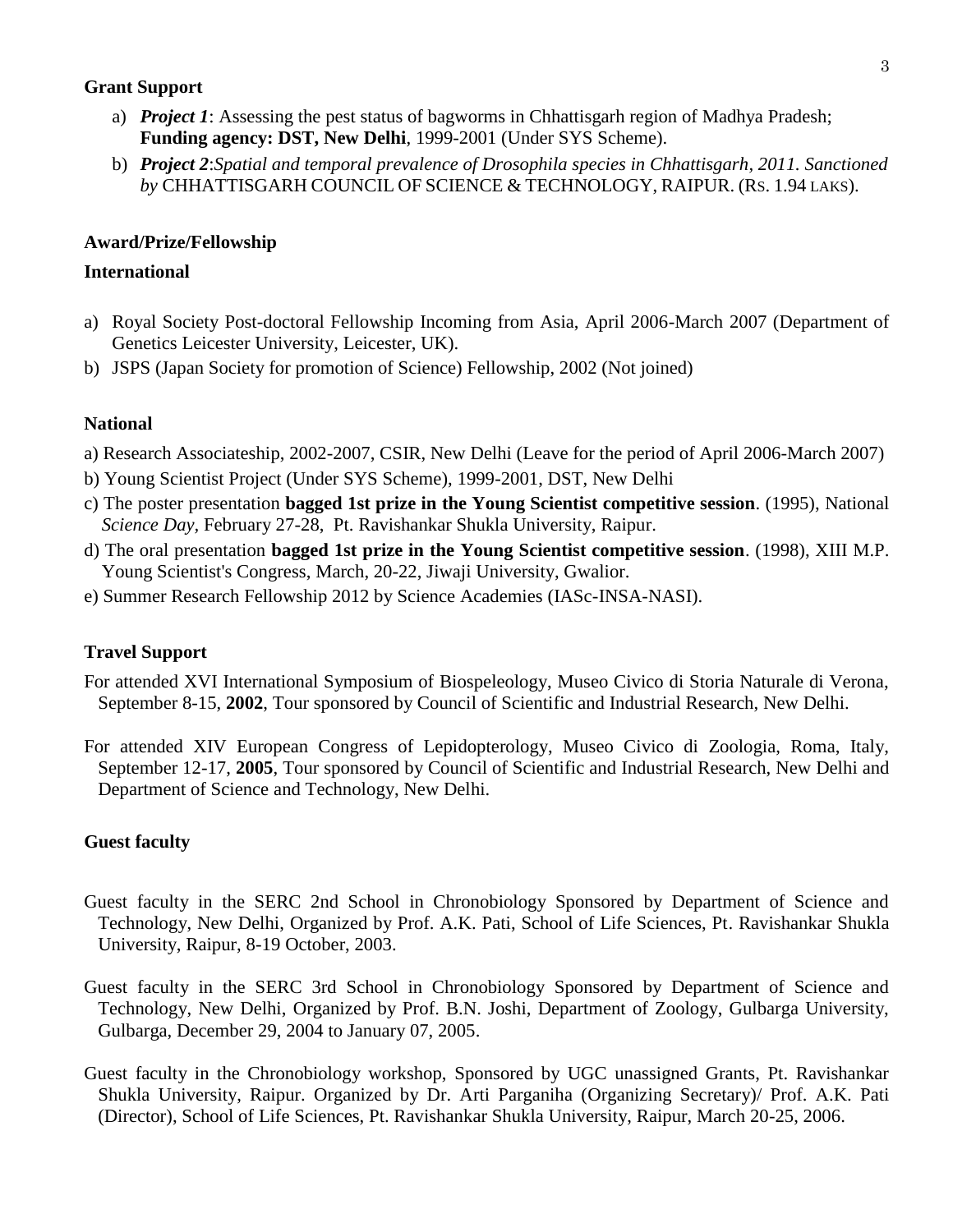**Grant Support**

a) ***Project 1***: Assessing the pest status of bagworms in Chhattisgarh region of Madhya Pradesh; **Funding agency: DST, New Delhi**, 1999-2001 (Under SYS Scheme).

b) ***Project 2***:*Spatial and temporal prevalence of Drosophila species in Chhattisgarh, 2011. Sanctioned by* CHHATTISGARH COUNCIL OF SCIENCE & TECHNOLOGY, RAIPUR. (RS. 1.94 LAKS).

**Award/Prize/Fellowship**

**International**

a) Royal Society Post-doctoral Fellowship Incoming from Asia, April 2006-March 2007 (Department of Genetics Leicester University, Leicester, UK).

b) JSPS (Japan Society for promotion of Science) Fellowship, 2002 (Not joined)

**National**

a) Research Associateship, 2002-2007, CSIR, New Delhi (Leave for the period of April 2006-March 2007)

b) Young Scientist Project (Under SYS Scheme), 1999-2001, DST, New Delhi

c) The poster presentation **bagged 1st prize in the Young Scientist competitive session**. (1995), National *Science Day*, February 27-28, Pt. Ravishankar Shukla University, Raipur.

d) The oral presentation **bagged 1st prize in the Young Scientist competitive session**. (1998), XIII M.P. Young Scientist's Congress, March, 20-22, Jiwaji University, Gwalior.

e) Summer Research Fellowship 2012 by Science Academies (IASc-INSA-NASI).

**Travel Support**

For attended XVI International Symposium of Biospeleology, Museo Civico di Storia Naturale di Verona, September 8-15, **2002**, Tour sponsored by Council of Scientific and Industrial Research, New Delhi.

For attended XIV European Congress of Lepidopterology, Museo Civico di Zoologia, Roma, Italy, September 12-17, **2005**, Tour sponsored by Council of Scientific and Industrial Research, New Delhi and Department of Science and Technology, New Delhi.

**Guest faculty**

Guest faculty in the SERC 2nd School in Chronobiology Sponsored by Department of Science and Technology, New Delhi, Organized by Prof. A.K. Pati, School of Life Sciences, Pt. Ravishankar Shukla University, Raipur, 8-19 October, 2003.

Guest faculty in the SERC 3rd School in Chronobiology Sponsored by Department of Science and Technology, New Delhi, Organized by Prof. B.N. Joshi, Department of Zoology, Gulbarga University, Gulbarga, December 29, 2004 to January 07, 2005.

Guest faculty in the Chronobiology workshop, Sponsored by UGC unassigned Grants, Pt. Ravishankar Shukla University, Raipur. Organized by Dr. Arti Parganiha (Organizing Secretary)/ Prof. A.K. Pati (Director), School of Life Sciences, Pt. Ravishankar Shukla University, Raipur, March 20-25, 2006.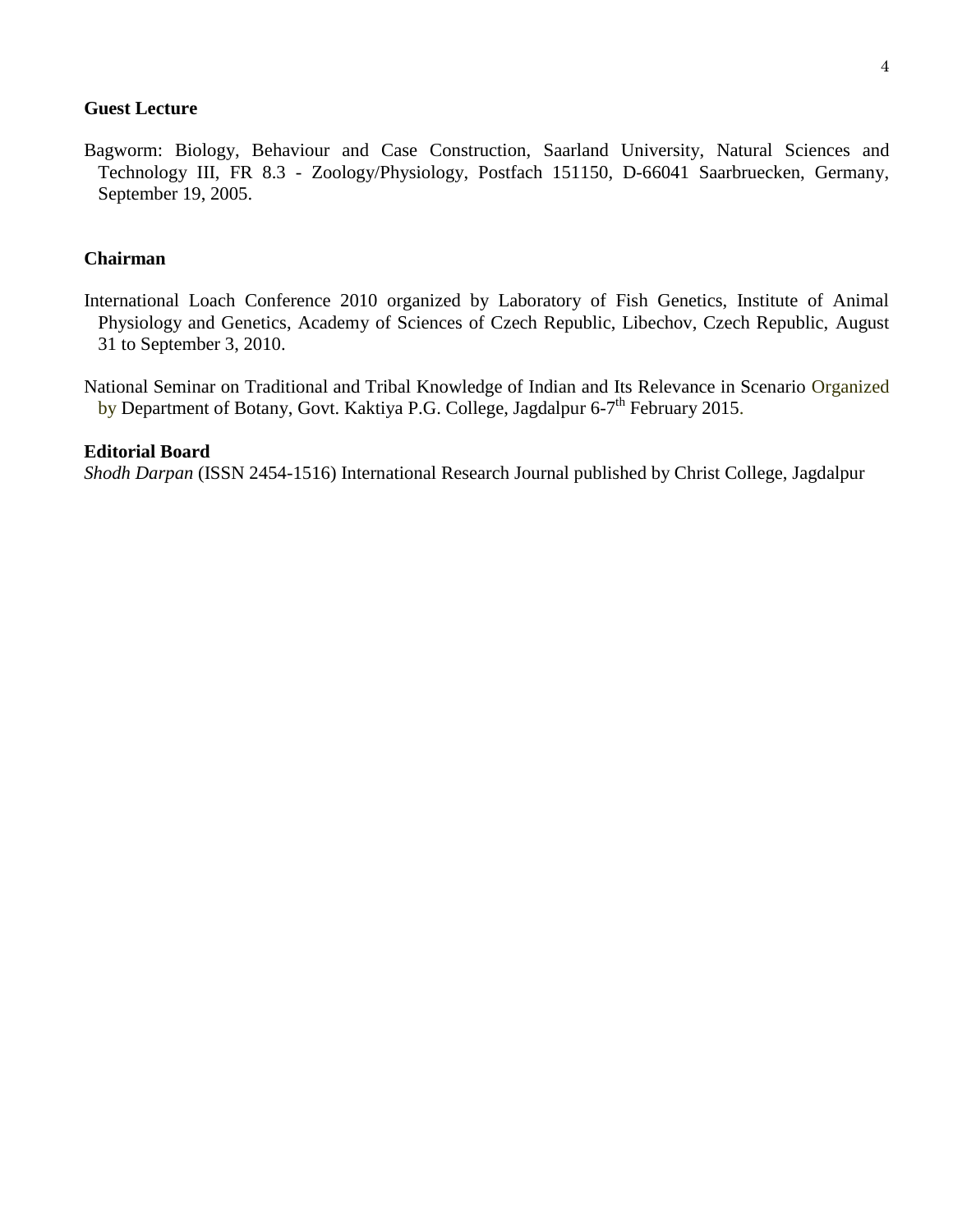## Guest Lecture

Bagworm: Biology, Behaviour and Case Construction, Saarland University, Natural Sciences and Technology III, FR 8.3 - Zoology/Physiology, Postfach 151150, D-66041 Saarbruecken, Germany, September 19, 2005.

## Chairman

International Loach Conference 2010 organized by Laboratory of Fish Genetics, Institute of Animal Physiology and Genetics, Academy of Sciences of Czech Republic, Libechov, Czech Republic, August 31 to September 3, 2010.

National Seminar on Traditional and Tribal Knowledge of Indian and Its Relevance in Scenario Organized by Department of Botany, Govt. Kaktiya P.G. College, Jagdalpur 6-7th February 2015.

## Editorial Board

*Shodh Darpan* (ISSN 2454-1516) International Research Journal published by Christ College, Jagdalpur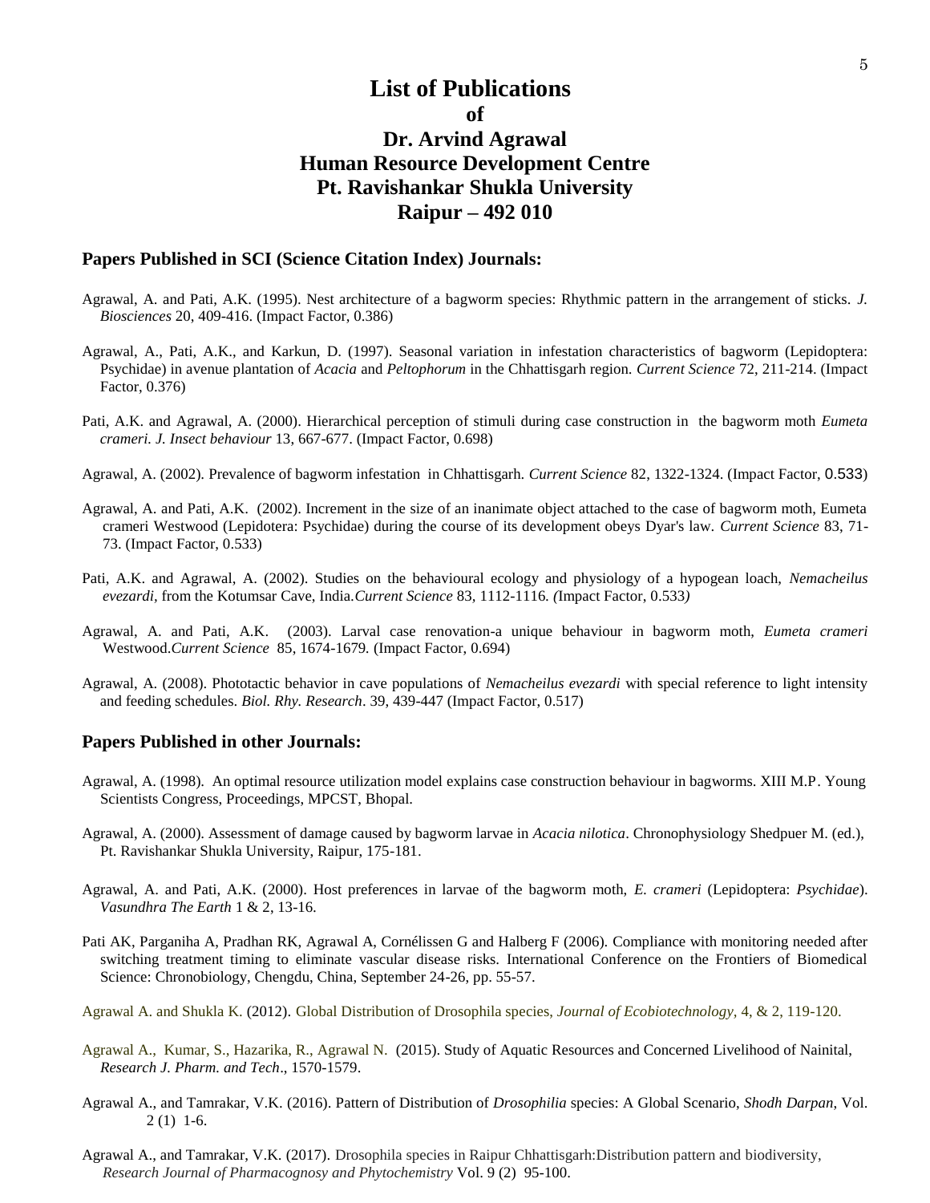# List of Publications
# of
# Dr. Arvind Agrawal
# Human Resource Development Centre
# Pt. Ravishankar Shukla University
# Raipur – 492 010

## Papers Published in SCI (Science Citation Index) Journals:

Agrawal, A. and Pati, A.K. (1995). Nest architecture of a bagworm species: Rhythmic pattern in the arrangement of sticks. *J. Biosciences* 20, 409-416. (Impact Factor, 0.386)

Agrawal, A., Pati, A.K., and Karkun, D. (1997). Seasonal variation in infestation characteristics of bagworm (Lepidoptera: Psychidae) in avenue plantation of *Acacia* and *Peltophorum* in the Chhattisgarh region. *Current Science* 72, 211-214. (Impact Factor, 0.376)

Pati, A.K. and Agrawal, A. (2000). Hierarchical perception of stimuli during case construction in the bagworm moth *Eumeta crameri. J. Insect behaviour* 13, 667-677. (Impact Factor, 0.698)

Agrawal, A. (2002). Prevalence of bagworm infestation in Chhattisgarh. *Current Science* 82, 1322-1324. (Impact Factor, 0.533)

Agrawal, A. and Pati, A.K. (2002). Increment in the size of an inanimate object attached to the case of bagworm moth, Eumeta crameri Westwood (Lepidotera: Psychidae) during the course of its development obeys Dyar's law. *Current Science* 83, 71-73. (Impact Factor, 0.533)

Pati, A.K. and Agrawal, A. (2002). Studies on the behavioural ecology and physiology of a hypogean loach, *Nemacheilus evezardi*, from the Kotumsar Cave, India.*Current Science* 83, 1112-1116. *(*Impact Factor, 0.533*)*

Agrawal, A. and Pati, A.K. (2003). Larval case renovation-a unique behaviour in bagworm moth, *Eumeta crameri* Westwood.*Current Science* 85, 1674-1679. (Impact Factor, 0.694)

Agrawal, A. (2008). Phototactic behavior in cave populations of *Nemacheilus evezardi* with special reference to light intensity and feeding schedules. *Biol. Rhy. Research*. 39, 439-447 (Impact Factor, 0.517)

## Papers Published in other Journals:

Agrawal, A. (1998). An optimal resource utilization model explains case construction behaviour in bagworms. XIII M.P. Young Scientists Congress, Proceedings, MPCST, Bhopal.

Agrawal, A. (2000). Assessment of damage caused by bagworm larvae in *Acacia nilotica*. Chronophysiology Shedpuer M. (ed.), Pt. Ravishankar Shukla University, Raipur, 175-181.

Agrawal, A. and Pati, A.K. (2000). Host preferences in larvae of the bagworm moth, *E. crameri* (Lepidoptera: *Psychidae*). *Vasundhra The Earth* 1 & 2, 13-16.

Pati AK, Parganiha A, Pradhan RK, Agrawal A, Cornélissen G and Halberg F (2006). Compliance with monitoring needed after switching treatment timing to eliminate vascular disease risks. International Conference on the Frontiers of Biomedical Science: Chronobiology, Chengdu, China, September 24-26, pp. 55-57.

Agrawal A. and Shukla K. (2012). Global Distribution of Drosophila species, *Journal of Ecobiotechnology,* 4, & 2, 119-120.

Agrawal A., Kumar, S., Hazarika, R., Agrawal N. (2015). Study of Aquatic Resources and Concerned Livelihood of Nainital, *Research J. Pharm. and Tech*., 1570-1579.

Agrawal A., and Tamrakar, V.K. (2016). Pattern of Distribution of *Drosophilia* species: A Global Scenario, *Shodh Darpan*, Vol. 2 (1) 1-6.

Agrawal A., and Tamrakar, V.K. (2017). Drosophila species in Raipur Chhattisgarh:Distribution pattern and biodiversity, *Research Journal of Pharmacognosy and Phytochemistry* Vol. 9 (2) 95-100.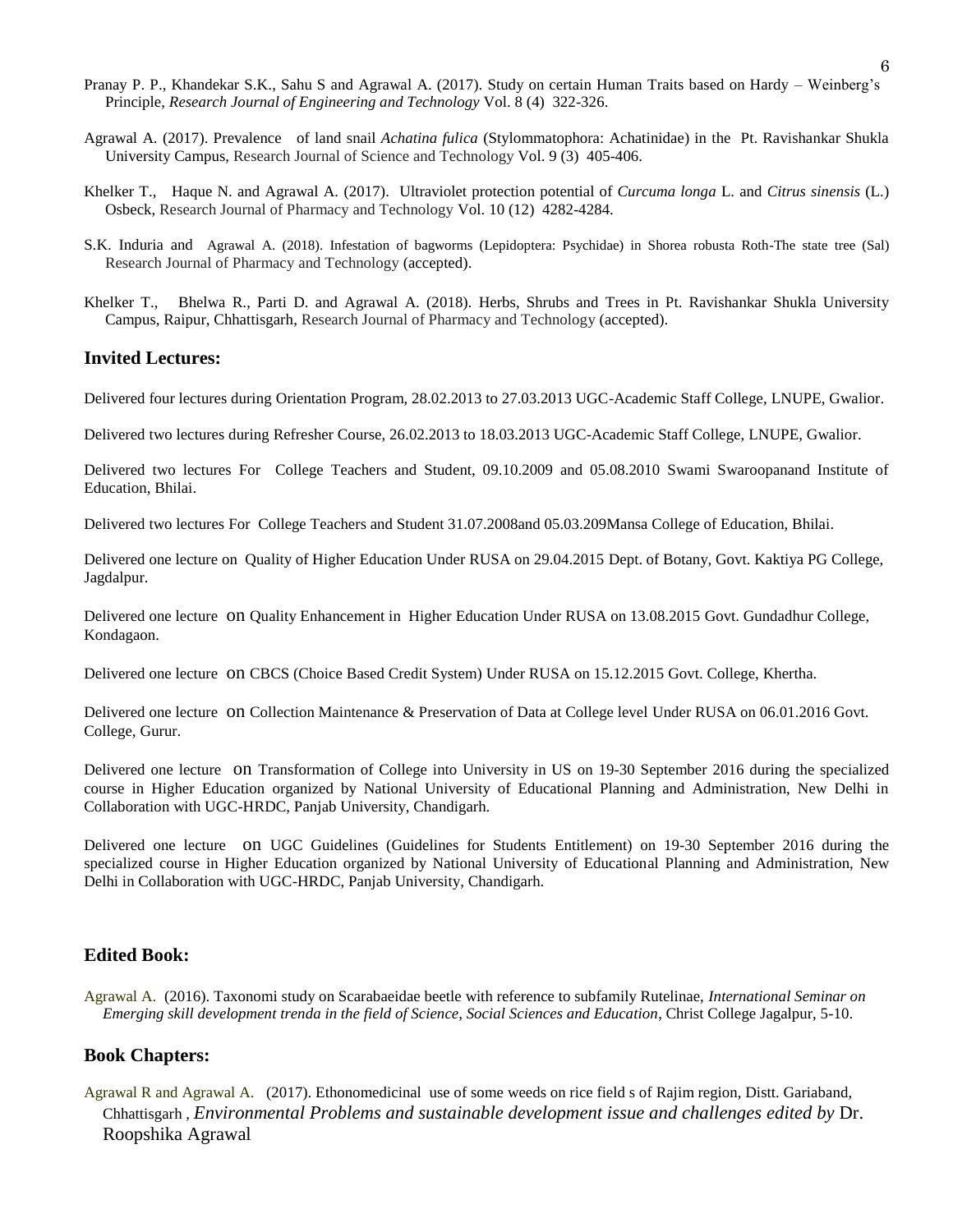Pranay P. P., Khandekar S.K., Sahu S and Agrawal A. (2017). Study on certain Human Traits based on Hardy – Weinberg's Principle, *Research Journal of Engineering and Technology* Vol. 8 (4) 322-326.

Agrawal A. (2017). Prevalence of land snail *Achatina fulica* (Stylommatophora: Achatinidae) in the Pt. Ravishankar Shukla University Campus, Research Journal of Science and Technology Vol. 9 (3) 405-406.

Khelker T., Haque N. and Agrawal A. (2017). Ultraviolet protection potential of *Curcuma longa* L. and *Citrus sinensis* (L.) Osbeck, Research Journal of Pharmacy and Technology Vol. 10 (12) 4282-4284.

S.K. Induria and Agrawal A. (2018). Infestation of bagworms (Lepidoptera: Psychidae) in Shorea robusta Roth-The state tree (Sal) Research Journal of Pharmacy and Technology (accepted).

Khelker T., Bhelwa R., Parti D. and Agrawal A. (2018). Herbs, Shrubs and Trees in Pt. Ravishankar Shukla University Campus, Raipur, Chhattisgarh, Research Journal of Pharmacy and Technology (accepted).

## Invited Lectures:

Delivered four lectures during Orientation Program, 28.02.2013 to 27.03.2013 UGC-Academic Staff College, LNUPE, Gwalior.

Delivered two lectures during Refresher Course, 26.02.2013 to 18.03.2013 UGC-Academic Staff College, LNUPE, Gwalior.

Delivered two lectures For College Teachers and Student, 09.10.2009 and 05.08.2010 Swami Swaroopanand Institute of Education, Bhilai.

Delivered two lectures For College Teachers and Student 31.07.2008and 05.03.209Mansa College of Education, Bhilai.

Delivered one lecture on Quality of Higher Education Under RUSA on 29.04.2015 Dept. of Botany, Govt. Kaktiya PG College, Jagdalpur.

Delivered one lecture on Quality Enhancement in Higher Education Under RUSA on 13.08.2015 Govt. Gundadhur College, Kondagaon.

Delivered one lecture on CBCS (Choice Based Credit System) Under RUSA on 15.12.2015 Govt. College, Khertha.

Delivered one lecture on Collection Maintenance & Preservation of Data at College level Under RUSA on 06.01.2016 Govt. College, Gurur.

Delivered one lecture on Transformation of College into University in US on 19-30 September 2016 during the specialized course in Higher Education organized by National University of Educational Planning and Administration, New Delhi in Collaboration with UGC-HRDC, Panjab University, Chandigarh.

Delivered one lecture on UGC Guidelines (Guidelines for Students Entitlement) on 19-30 September 2016 during the specialized course in Higher Education organized by National University of Educational Planning and Administration, New Delhi in Collaboration with UGC-HRDC, Panjab University, Chandigarh.

## Edited Book:

Agrawal A. (2016). Taxonomi study on Scarabaeidae beetle with reference to subfamily Rutelinae, *International Seminar on Emerging skill development trenda in the field of Science, Social Sciences and Education*, Christ College Jagalpur, 5-10.

## Book Chapters:

Agrawal R and Agrawal A. (2017). Ethonomedicinal use of some weeds on rice field s of Rajim region, Distt. Gariaband, Chhattisgarh , *Environmental Problems and sustainable development issue and challenges edited by* Dr. Roopshika Agrawal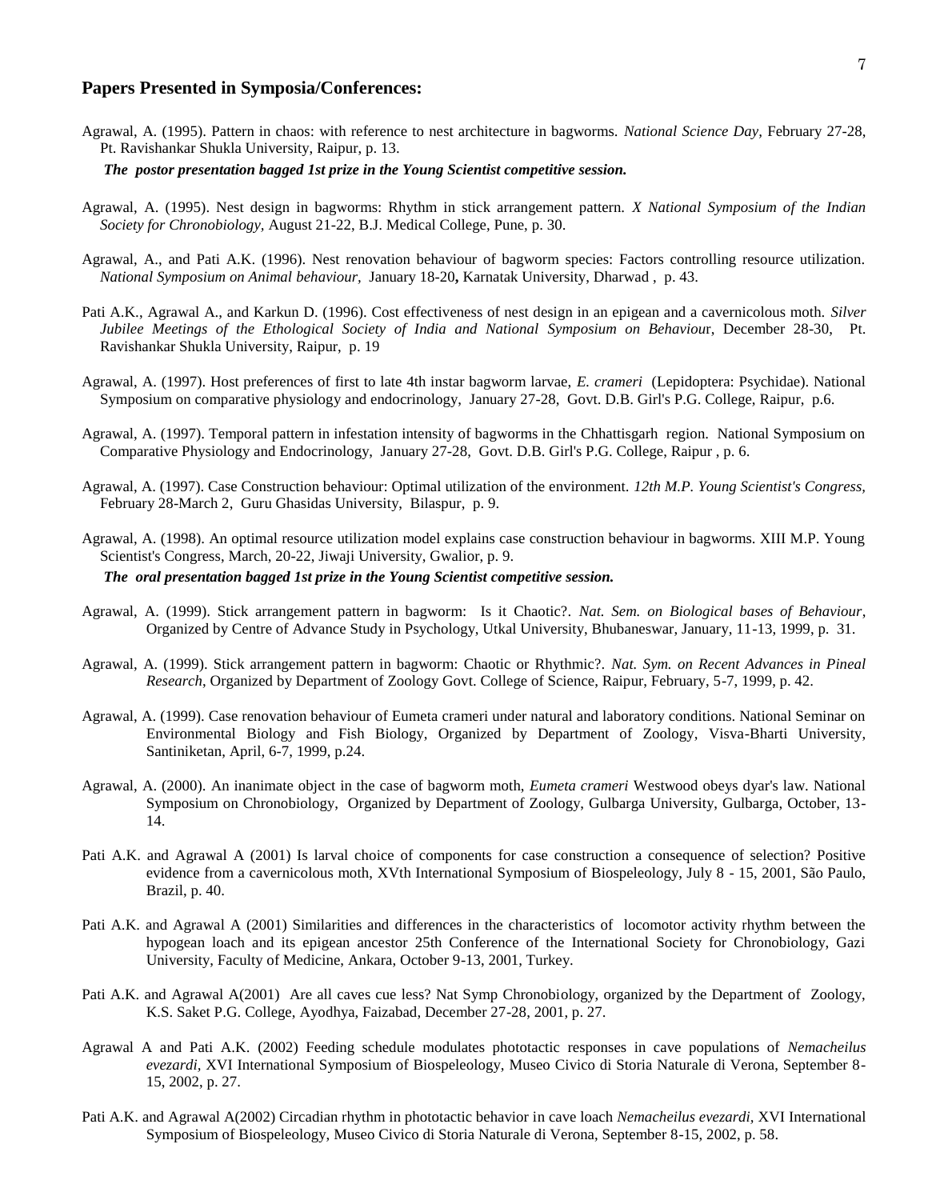## Papers Presented in Symposia/Conferences:

Agrawal, A. (1995). Pattern in chaos: with reference to nest architecture in bagworms. *National Science Day*, February 27-28, Pt. Ravishankar Shukla University, Raipur, p. 13.

***The postor presentation bagged 1st prize in the Young Scientist competitive session.***

Agrawal, A. (1995). Nest design in bagworms: Rhythm in stick arrangement pattern. *X National Symposium of the Indian Society for Chronobiology*, August 21-22, B.J. Medical College, Pune, p. 30.

Agrawal, A., and Pati A.K. (1996). Nest renovation behaviour of bagworm species: Factors controlling resource utilization. *National Symposium on Animal behaviour*, January 18-20**,** Karnatak University, Dharwad , p. 43.

Pati A.K., Agrawal A., and Karkun D. (1996). Cost effectiveness of nest design in an epigean and a cavernicolous moth. *Silver Jubilee Meetings of the Ethological Society of India and National Symposium on Behaviou*r, December 28-30, Pt. Ravishankar Shukla University, Raipur, p. 19

Agrawal, A. (1997). Host preferences of first to late 4th instar bagworm larvae, *E. crameri* (Lepidoptera: Psychidae). National Symposium on comparative physiology and endocrinology, January 27-28, Govt. D.B. Girl's P.G. College, Raipur, p.6.

Agrawal, A. (1997). Temporal pattern in infestation intensity of bagworms in the Chhattisgarh region. National Symposium on Comparative Physiology and Endocrinology, January 27-28, Govt. D.B. Girl's P.G. College, Raipur , p. 6.

Agrawal, A. (1997). Case Construction behaviour: Optimal utilization of the environment. *12th M.P. Young Scientist's Congress*, February 28-March 2, Guru Ghasidas University, Bilaspur, p. 9.

Agrawal, A. (1998). An optimal resource utilization model explains case construction behaviour in bagworms. XIII M.P. Young Scientist's Congress, March, 20-22, Jiwaji University, Gwalior, p. 9.

***The oral presentation bagged 1st prize in the Young Scientist competitive session.***

Agrawal, A. (1999). Stick arrangement pattern in bagworm: Is it Chaotic?. *Nat. Sem. on Biological bases of Behaviour*, Organized by Centre of Advance Study in Psychology, Utkal University, Bhubaneswar, January, 11-13, 1999, p. 31.

Agrawal, A. (1999). Stick arrangement pattern in bagworm: Chaotic or Rhythmic?. *Nat. Sym. on Recent Advances in Pineal Research*, Organized by Department of Zoology Govt. College of Science, Raipur, February, 5-7, 1999, p. 42.

Agrawal, A. (1999). Case renovation behaviour of Eumeta crameri under natural and laboratory conditions. National Seminar on Environmental Biology and Fish Biology, Organized by Department of Zoology, Visva-Bharti University, Santiniketan, April, 6-7, 1999, p.24.

Agrawal, A. (2000). An inanimate object in the case of bagworm moth, *Eumeta crameri* Westwood obeys dyar's law. National Symposium on Chronobiology, Organized by Department of Zoology, Gulbarga University, Gulbarga, October, 13-14.

Pati A.K. and Agrawal A (2001) Is larval choice of components for case construction a consequence of selection? Positive evidence from a cavernicolous moth, XVth International Symposium of Biospeleology, July 8 - 15, 2001, São Paulo, Brazil, p. 40.

Pati A.K. and Agrawal A (2001) Similarities and differences in the characteristics of locomotor activity rhythm between the hypogean loach and its epigean ancestor 25th Conference of the International Society for Chronobiology, Gazi University, Faculty of Medicine, Ankara, October 9-13, 2001, Turkey.

Pati A.K. and Agrawal A(2001) Are all caves cue less? Nat Symp Chronobiology, organized by the Department of Zoology, K.S. Saket P.G. College, Ayodhya, Faizabad, December 27-28, 2001, p. 27.

Agrawal A and Pati A.K. (2002) Feeding schedule modulates phototactic responses in cave populations of *Nemacheilus evezardi*, XVI International Symposium of Biospeleology, Museo Civico di Storia Naturale di Verona, September 8-15, 2002, p. 27.

Pati A.K. and Agrawal A(2002) Circadian rhythm in phototactic behavior in cave loach *Nemacheilus evezardi,* XVI International Symposium of Biospeleology, Museo Civico di Storia Naturale di Verona, September 8-15, 2002, p. 58.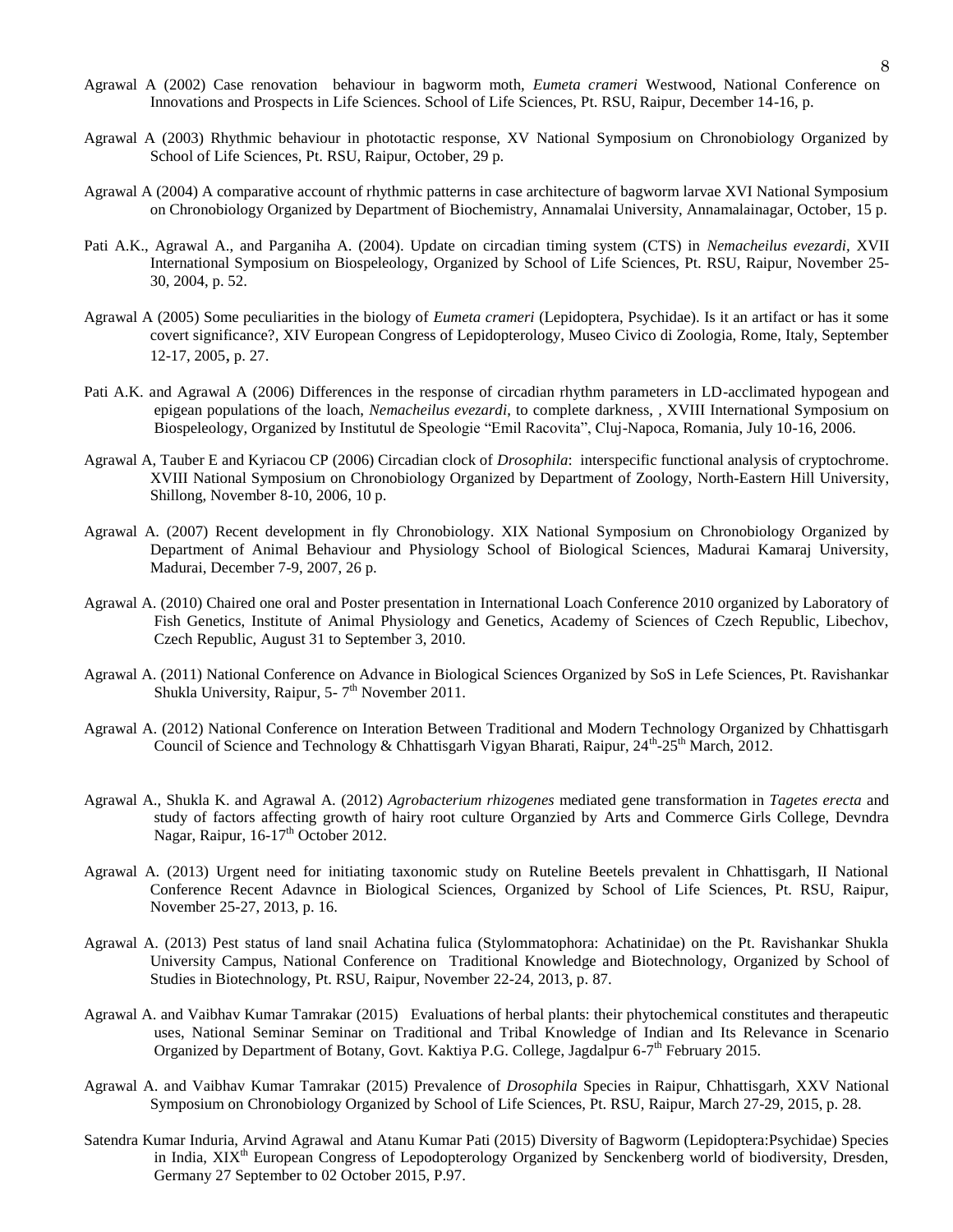Agrawal A (2002) Case renovation  behaviour in bagworm moth, *Eumeta crameri* Westwood, National Conference on Innovations and Prospects in Life Sciences. School of Life Sciences, Pt. RSU, Raipur, December 14-16, p.

Agrawal A (2003) Rhythmic behaviour in phototactic response, XV National Symposium on Chronobiology Organized by School of Life Sciences, Pt. RSU, Raipur, October, 29 p.

Agrawal A (2004) A comparative account of rhythmic patterns in case architecture of bagworm larvae XVI National Symposium on Chronobiology Organized by Department of Biochemistry, Annamalai University, Annamalainagar, October, 15 p.

Pati A.K., Agrawal A., and Parganiha A. (2004). Update on circadian timing system (CTS) in *Nemacheilus evezardi*, XVII International Symposium on Biospeleology, Organized by School of Life Sciences, Pt. RSU, Raipur, November 25-30, 2004, p. 52.

Agrawal A (2005) Some peculiarities in the biology of *Eumeta crameri* (Lepidoptera, Psychidae). Is it an artifact or has it some covert significance?, XIV European Congress of Lepidopterology, Museo Civico di Zoologia, Rome, Italy, September 12-17, 2005, p. 27.

Pati A.K. and Agrawal A (2006) Differences in the response of circadian rhythm parameters in LD-acclimated hypogean and epigean populations of the loach, *Nemacheilus evezardi*, to complete darkness, , XVIII International Symposium on Biospeleology, Organized by Institutul de Speologie "Emil Racovita", Cluj-Napoca, Romania, July 10-16, 2006.

Agrawal A, Tauber E and Kyriacou CP (2006) Circadian clock of *Drosophila*:  interspecific functional analysis of cryptochrome. XVIII National Symposium on Chronobiology Organized by Department of Zoology, North-Eastern Hill University, Shillong, November 8-10, 2006, 10 p.

Agrawal A. (2007) Recent development in fly Chronobiology. XIX National Symposium on Chronobiology Organized by Department of Animal Behaviour and Physiology School of Biological Sciences, Madurai Kamaraj University, Madurai, December 7-9, 2007, 26 p.

Agrawal A. (2010) Chaired one oral and Poster presentation in International Loach Conference 2010 organized by Laboratory of Fish Genetics, Institute of Animal Physiology and Genetics, Academy of Sciences of Czech Republic, Libechov, Czech Republic, August 31 to September 3, 2010.

Agrawal A. (2011) National Conference on Advance in Biological Sciences Organized by SoS in Lefe Sciences, Pt. Ravishankar Shukla University, Raipur, 5- 7th November 2011.

Agrawal A. (2012) National Conference on Interation Between Traditional and Modern Technology Organized by Chhattisgarh Council of Science and Technology & Chhattisgarh Vigyan Bharati, Raipur, 24th-25th March, 2012.

Agrawal A., Shukla K. and Agrawal A. (2012) *Agrobacterium rhizogenes* mediated gene transformation in *Tagetes erecta* and study of factors affecting growth of hairy root culture Organzied by Arts and Commerce Girls College, Devndra Nagar, Raipur, 16-17th October 2012.

Agrawal A. (2013) Urgent need for initiating taxonomic study on Ruteline Beetels prevalent in Chhattisgarh, II National Conference Recent Adavnce in Biological Sciences, Organized by School of Life Sciences, Pt. RSU, Raipur, November 25-27, 2013, p. 16.

Agrawal A. (2013) Pest status of land snail Achatina fulica (Stylommatophora: Achatinidae) on the Pt. Ravishankar Shukla University Campus, National Conference on  Traditional Knowledge and Biotechnology, Organized by School of Studies in Biotechnology, Pt. RSU, Raipur, November 22-24, 2013, p. 87.

Agrawal A. and Vaibhav Kumar Tamrakar (2015)  Evaluations of herbal plants: their phytochemical constitutes and therapeutic uses, National Seminar Seminar on Traditional and Tribal Knowledge of Indian and Its Relevance in Scenario Organized by Department of Botany, Govt. Kaktiya P.G. College, Jagdalpur 6-7th February 2015.

Agrawal A. and Vaibhav Kumar Tamrakar (2015) Prevalence of *Drosophila* Species in Raipur, Chhattisgarh, XXV National Symposium on Chronobiology Organized by School of Life Sciences, Pt. RSU, Raipur, March 27-29, 2015, p. 28.

Satendra Kumar Induria, Arvind Agrawal and Atanu Kumar Pati (2015) Diversity of Bagworm (Lepidoptera:Psychidae) Species in India, XIXth European Congress of Lepodopterology Organized by Senckenberg world of biodiversity, Dresden, Germany 27 September to 02 October 2015, P.97.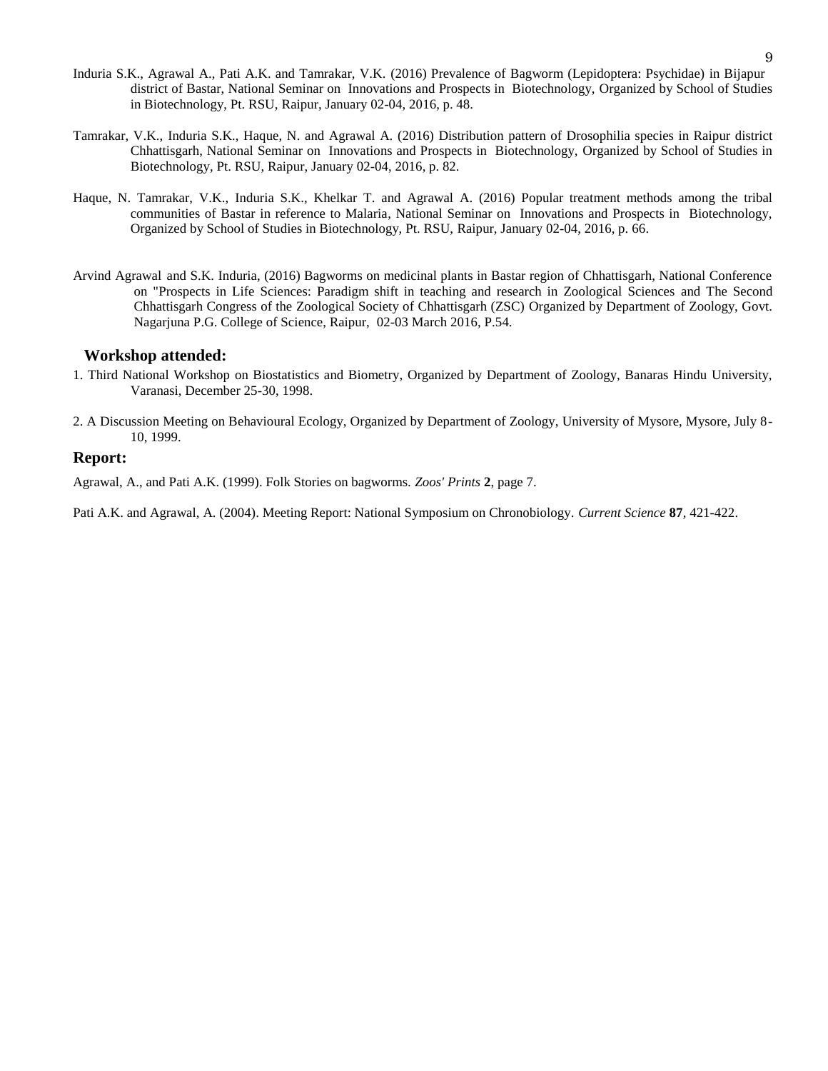Induria S.K., Agrawal A., Pati A.K. and Tamrakar, V.K. (2016) Prevalence of Bagworm (Lepidoptera: Psychidae) in Bijapur district of Bastar, National Seminar on Innovations and Prospects in Biotechnology, Organized by School of Studies in Biotechnology, Pt. RSU, Raipur, January 02-04, 2016, p. 48.

Tamrakar, V.K., Induria S.K., Haque, N. and Agrawal A. (2016) Distribution pattern of Drosophilia species in Raipur district Chhattisgarh, National Seminar on Innovations and Prospects in Biotechnology, Organized by School of Studies in Biotechnology, Pt. RSU, Raipur, January 02-04, 2016, p. 82.

Haque, N. Tamrakar, V.K., Induria S.K., Khelkar T. and Agrawal A. (2016) Popular treatment methods among the tribal communities of Bastar in reference to Malaria, National Seminar on Innovations and Prospects in Biotechnology, Organized by School of Studies in Biotechnology, Pt. RSU, Raipur, January 02-04, 2016, p. 66.

Arvind Agrawal and S.K. Induria, (2016) Bagworms on medicinal plants in Bastar region of Chhattisgarh, National Conference on "Prospects in Life Sciences: Paradigm shift in teaching and research in Zoological Sciences and The Second Chhattisgarh Congress of the Zoological Society of Chhattisgarh (ZSC) Organized by Department of Zoology, Govt. Nagarjuna P.G. College of Science, Raipur, 02-03 March 2016, P.54.

### Workshop attended:

1. Third National Workshop on Biostatistics and Biometry, Organized by Department of Zoology, Banaras Hindu University, Varanasi, December 25-30, 1998.

2. A Discussion Meeting on Behavioural Ecology, Organized by Department of Zoology, University of Mysore, Mysore, July 8-10, 1999.

### Report:

Agrawal, A., and Pati A.K. (1999). Folk Stories on bagworms. *Zoos' Prints* **2**, page 7.

Pati A.K. and Agrawal, A. (2004). Meeting Report: National Symposium on Chronobiology. *Current Science* **87**, 421-422.